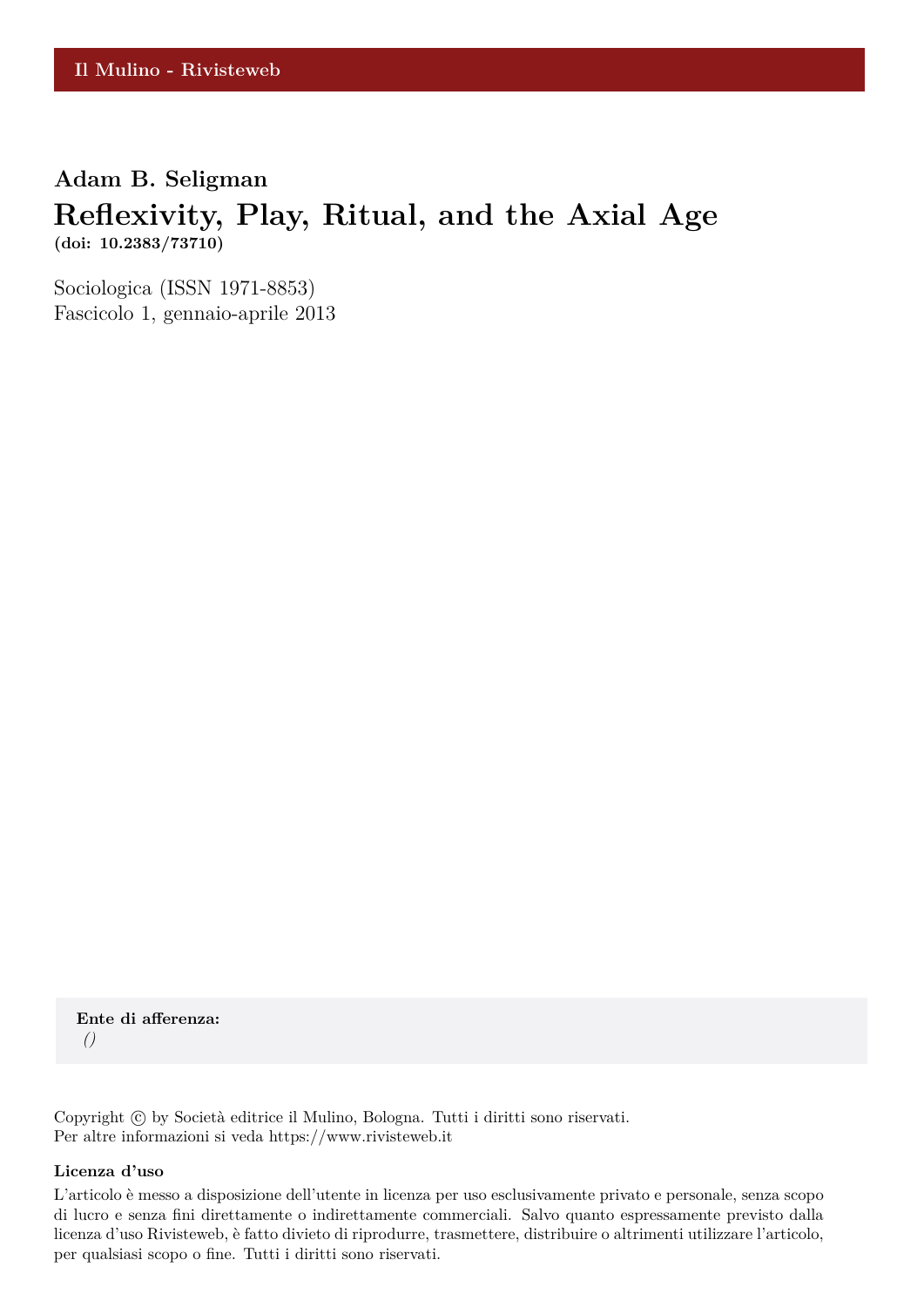Il Mulino - Rivisteweb

**Adam B. Seligman**

# Reflexivity, Play, Ritual, and the Axial Age

**(doi: 10.2383/73710)**

Sociologica (ISSN 1971-8853)
Fascicolo 1, gennaio-aprile 2013

**Ente di afferenza:**
*()*

Copyright © by Società editrice il Mulino, Bologna. Tutti i diritti sono riservati.
Per altre informazioni si veda https://www.rivisteweb.it

**Licenza d'uso**

L'articolo è messo a disposizione dell'utente in licenza per uso esclusivamente privato e personale, senza scopo di lucro e senza fini direttamente o indirettamente commerciali. Salvo quanto espressamente previsto dalla licenza d'uso Rivisteweb, è fatto divieto di riprodurre, trasmettere, distribuire o altrimenti utilizzare l'articolo, per qualsiasi scopo o fine. Tutti i diritti sono riservati.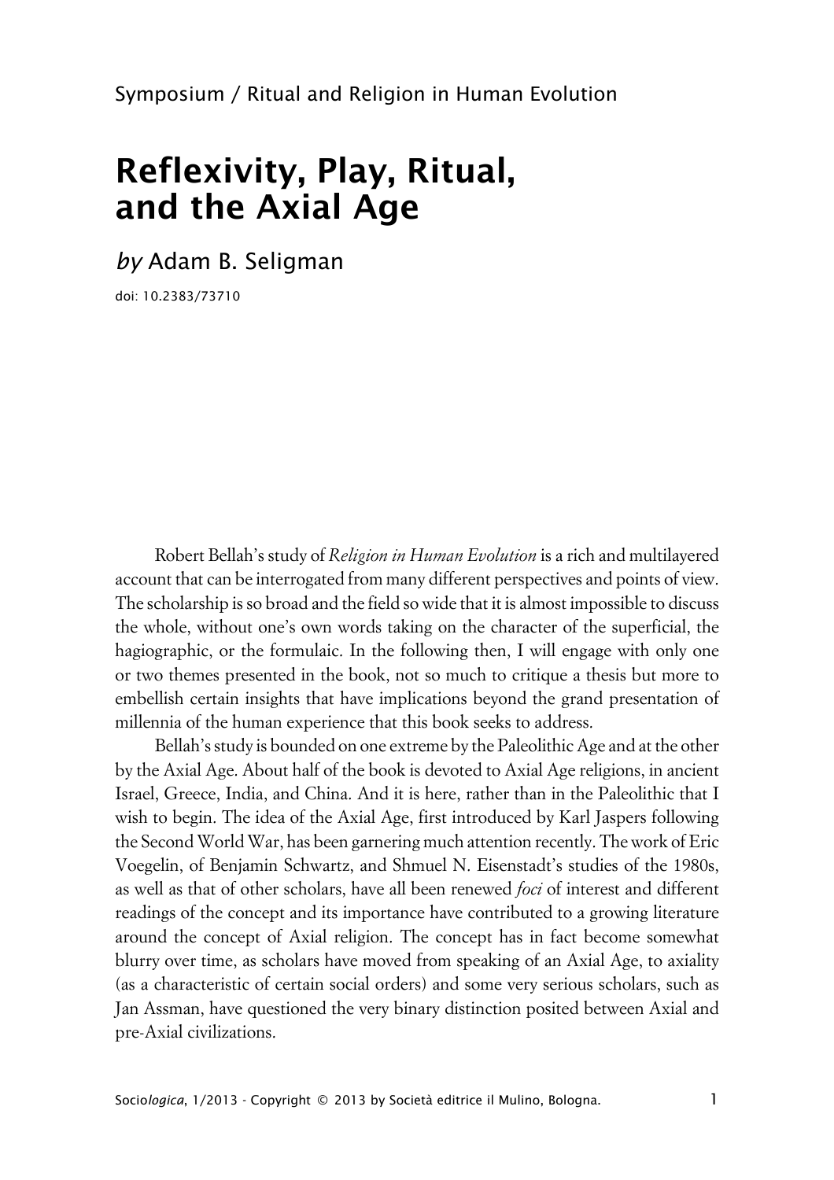Symposium / Ritual and Religion in Human Evolution

# Reflexivity, Play, Ritual, and the Axial Age

*by* Adam B. Seligman

doi: 10.2383/73710

Robert Bellah's study of *Religion in Human Evolution* is a rich and multilayered account that can be interrogated from many different perspectives and points of view. The scholarship is so broad and the field so wide that it is almost impossible to discuss the whole, without one's own words taking on the character of the superficial, the hagiographic, or the formulaic. In the following then, I will engage with only one or two themes presented in the book, not so much to critique a thesis but more to embellish certain insights that have implications beyond the grand presentation of millennia of the human experience that this book seeks to address.

Bellah's study is bounded on one extreme by the Paleolithic Age and at the other by the Axial Age. About half of the book is devoted to Axial Age religions, in ancient Israel, Greece, India, and China. And it is here, rather than in the Paleolithic that I wish to begin. The idea of the Axial Age, first introduced by Karl Jaspers following the Second World War, has been garnering much attention recently. The work of Eric Voegelin, of Benjamin Schwartz, and Shmuel N. Eisenstadt's studies of the 1980s, as well as that of other scholars, have all been renewed *foci* of interest and different readings of the concept and its importance have contributed to a growing literature around the concept of Axial religion. The concept has in fact become somewhat blurry over time, as scholars have moved from speaking of an Axial Age, to axiality (as a characteristic of certain social orders) and some very serious scholars, such as Jan Assman, have questioned the very binary distinction posited between Axial and pre-Axial civilizations.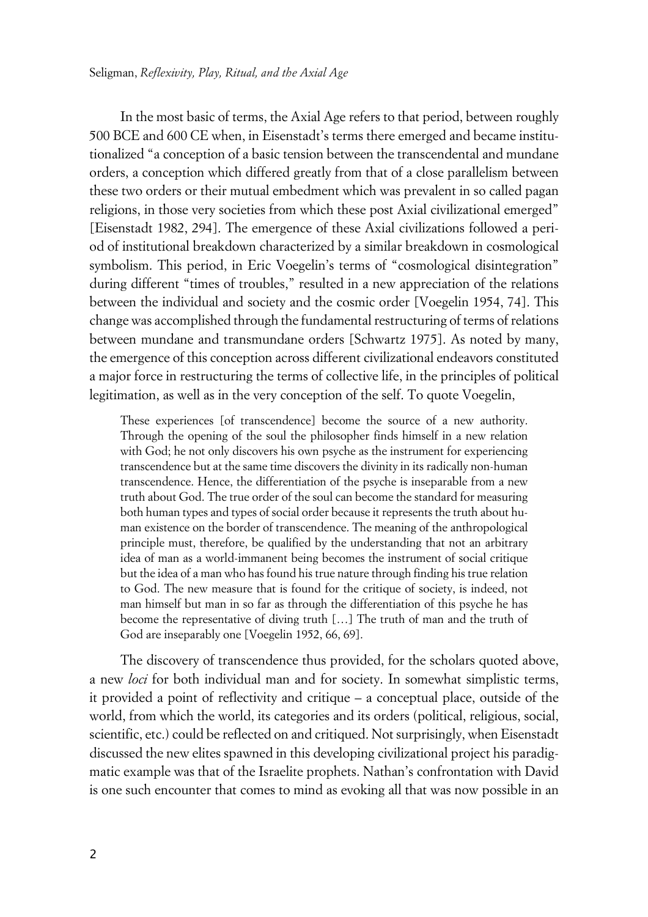In the most basic of terms, the Axial Age refers to that period, between roughly 500 BCE and 600 CE when, in Eisenstadt's terms there emerged and became institutionalized "a conception of a basic tension between the transcendental and mundane orders, a conception which differed greatly from that of a close parallelism between these two orders or their mutual embedment which was prevalent in so called pagan religions, in those very societies from which these post Axial civilizational emerged" [Eisenstadt 1982, 294]. The emergence of these Axial civilizations followed a period of institutional breakdown characterized by a similar breakdown in cosmological symbolism. This period, in Eric Voegelin's terms of "cosmological disintegration" during different "times of troubles," resulted in a new appreciation of the relations between the individual and society and the cosmic order [Voegelin 1954, 74]. This change was accomplished through the fundamental restructuring of terms of relations between mundane and transmundane orders [Schwartz 1975]. As noted by many, the emergence of this conception across different civilizational endeavors constituted a major force in restructuring the terms of collective life, in the principles of political legitimation, as well as in the very conception of the self. To quote Voegelin,

> These experiences [of transcendence] become the source of a new authority. Through the opening of the soul the philosopher finds himself in a new relation with God; he not only discovers his own psyche as the instrument for experiencing transcendence but at the same time discovers the divinity in its radically non-human transcendence. Hence, the differentiation of the psyche is inseparable from a new truth about God. The true order of the soul can become the standard for measuring both human types and types of social order because it represents the truth about human existence on the border of transcendence. The meaning of the anthropological principle must, therefore, be qualified by the understanding that not an arbitrary idea of man as a world-immanent being becomes the instrument of social critique but the idea of a man who has found his true nature through finding his true relation to God. The new measure that is found for the critique of society, is indeed, not man himself but man in so far as through the differentiation of this psyche he has become the representative of diving truth […] The truth of man and the truth of God are inseparably one [Voegelin 1952, 66, 69].

The discovery of transcendence thus provided, for the scholars quoted above, a new *loci* for both individual man and for society. In somewhat simplistic terms, it provided a point of reflectivity and critique – a conceptual place, outside of the world, from which the world, its categories and its orders (political, religious, social, scientific, etc.) could be reflected on and critiqued. Not surprisingly, when Eisenstadt discussed the new elites spawned in this developing civilizational project his paradigmatic example was that of the Israelite prophets. Nathan's confrontation with David is one such encounter that comes to mind as evoking all that was now possible in an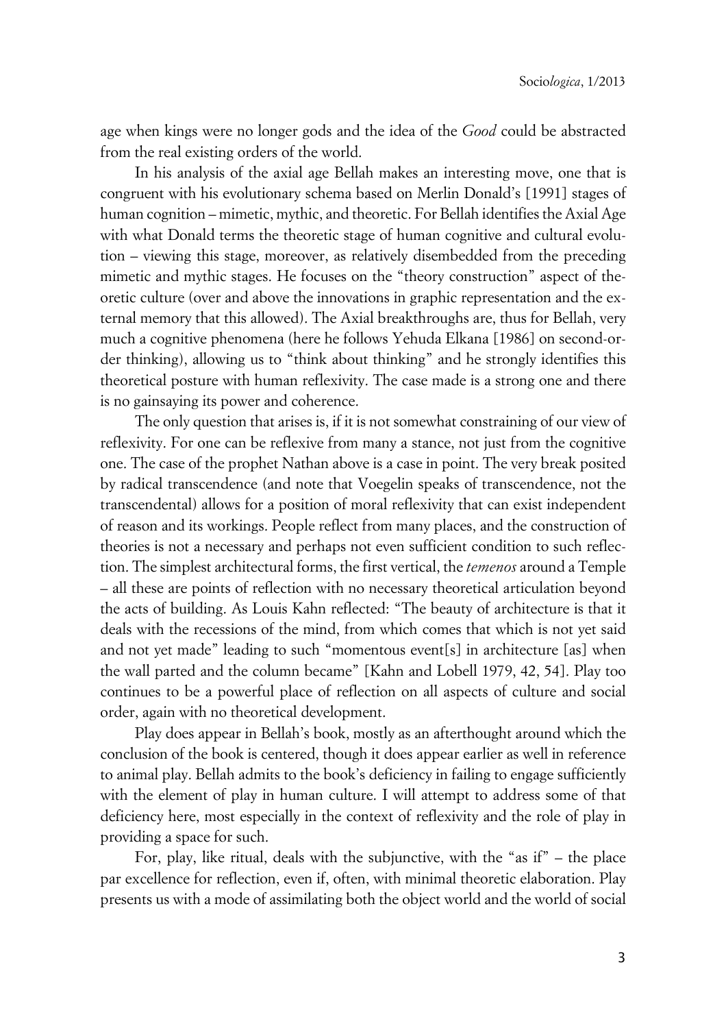age when kings were no longer gods and the idea of the *Good* could be abstracted from the real existing orders of the world.

In his analysis of the axial age Bellah makes an interesting move, one that is congruent with his evolutionary schema based on Merlin Donald's [1991] stages of human cognition – mimetic, mythic, and theoretic. For Bellah identifies the Axial Age with what Donald terms the theoretic stage of human cognitive and cultural evolution – viewing this stage, moreover, as relatively disembedded from the preceding mimetic and mythic stages. He focuses on the "theory construction" aspect of theoretic culture (over and above the innovations in graphic representation and the external memory that this allowed). The Axial breakthroughs are, thus for Bellah, very much a cognitive phenomena (here he follows Yehuda Elkana [1986] on second-order thinking), allowing us to "think about thinking" and he strongly identifies this theoretical posture with human reflexivity. The case made is a strong one and there is no gainsaying its power and coherence.

The only question that arises is, if it is not somewhat constraining of our view of reflexivity. For one can be reflexive from many a stance, not just from the cognitive one. The case of the prophet Nathan above is a case in point. The very break posited by radical transcendence (and note that Voegelin speaks of transcendence, not the transcendental) allows for a position of moral reflexivity that can exist independent of reason and its workings. People reflect from many places, and the construction of theories is not a necessary and perhaps not even sufficient condition to such reflection. The simplest architectural forms, the first vertical, the *temenos* around a Temple – all these are points of reflection with no necessary theoretical articulation beyond the acts of building. As Louis Kahn reflected: "The beauty of architecture is that it deals with the recessions of the mind, from which comes that which is not yet said and not yet made" leading to such "momentous event[s] in architecture [as] when the wall parted and the column became" [Kahn and Lobell 1979, 42, 54]. Play too continues to be a powerful place of reflection on all aspects of culture and social order, again with no theoretical development.

Play does appear in Bellah's book, mostly as an afterthought around which the conclusion of the book is centered, though it does appear earlier as well in reference to animal play. Bellah admits to the book's deficiency in failing to engage sufficiently with the element of play in human culture. I will attempt to address some of that deficiency here, most especially in the context of reflexivity and the role of play in providing a space for such.

For, play, like ritual, deals with the subjunctive, with the "as if" – the place par excellence for reflection, even if, often, with minimal theoretic elaboration. Play presents us with a mode of assimilating both the object world and the world of social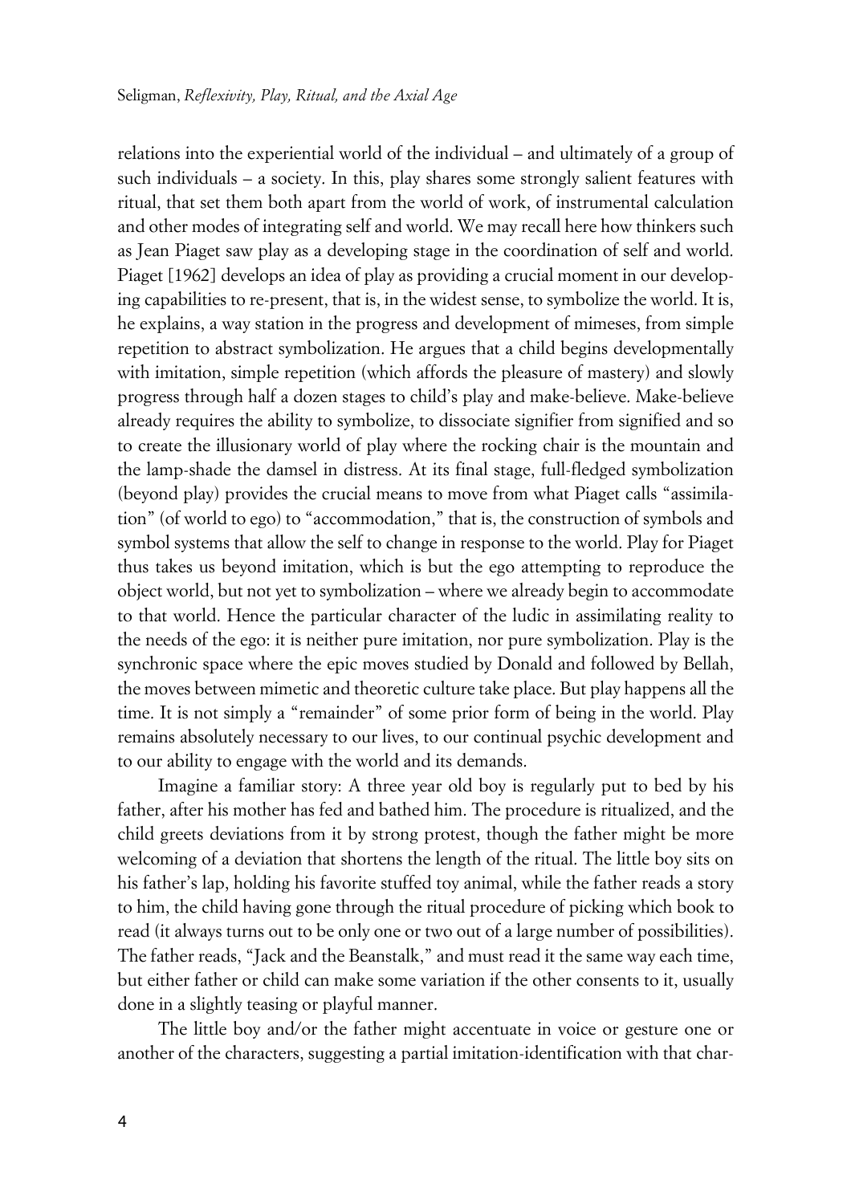relations into the experiential world of the individual – and ultimately of a group of such individuals – a society. In this, play shares some strongly salient features with ritual, that set them both apart from the world of work, of instrumental calculation and other modes of integrating self and world. We may recall here how thinkers such as Jean Piaget saw play as a developing stage in the coordination of self and world. Piaget [1962] develops an idea of play as providing a crucial moment in our developing capabilities to re-present, that is, in the widest sense, to symbolize the world. It is, he explains, a way station in the progress and development of mimeses, from simple repetition to abstract symbolization. He argues that a child begins developmentally with imitation, simple repetition (which affords the pleasure of mastery) and slowly progress through half a dozen stages to child's play and make-believe. Make-believe already requires the ability to symbolize, to dissociate signifier from signified and so to create the illusionary world of play where the rocking chair is the mountain and the lamp-shade the damsel in distress. At its final stage, full-fledged symbolization (beyond play) provides the crucial means to move from what Piaget calls "assimilation" (of world to ego) to "accommodation," that is, the construction of symbols and symbol systems that allow the self to change in response to the world. Play for Piaget thus takes us beyond imitation, which is but the ego attempting to reproduce the object world, but not yet to symbolization – where we already begin to accommodate to that world. Hence the particular character of the ludic in assimilating reality to the needs of the ego: it is neither pure imitation, nor pure symbolization. Play is the synchronic space where the epic moves studied by Donald and followed by Bellah, the moves between mimetic and theoretic culture take place. But play happens all the time. It is not simply a "remainder" of some prior form of being in the world. Play remains absolutely necessary to our lives, to our continual psychic development and to our ability to engage with the world and its demands.

Imagine a familiar story: A three year old boy is regularly put to bed by his father, after his mother has fed and bathed him. The procedure is ritualized, and the child greets deviations from it by strong protest, though the father might be more welcoming of a deviation that shortens the length of the ritual. The little boy sits on his father's lap, holding his favorite stuffed toy animal, while the father reads a story to him, the child having gone through the ritual procedure of picking which book to read (it always turns out to be only one or two out of a large number of possibilities). The father reads, "Jack and the Beanstalk," and must read it the same way each time, but either father or child can make some variation if the other consents to it, usually done in a slightly teasing or playful manner.

The little boy and/or the father might accentuate in voice or gesture one or another of the characters, suggesting a partial imitation-identification with that char-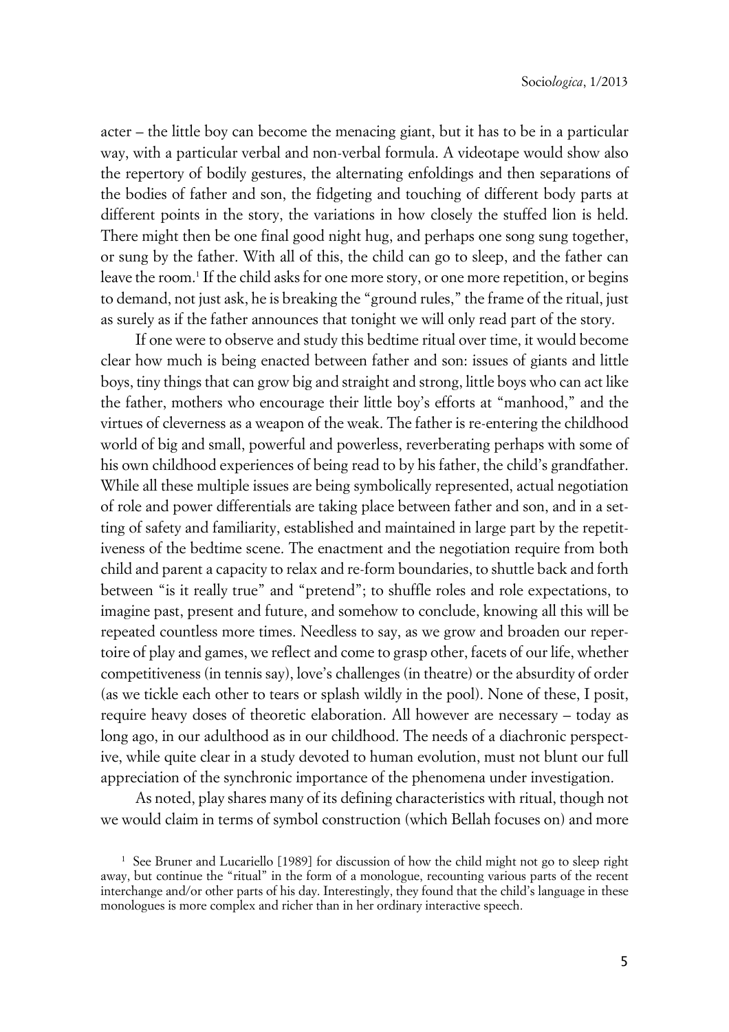acter – the little boy can become the menacing giant, but it has to be in a particular way, with a particular verbal and non-verbal formula. A videotape would show also the repertory of bodily gestures, the alternating enfoldings and then separations of the bodies of father and son, the fidgeting and touching of different body parts at different points in the story, the variations in how closely the stuffed lion is held. There might then be one final good night hug, and perhaps one song sung together, or sung by the father. With all of this, the child can go to sleep, and the father can leave the room.[1] If the child asks for one more story, or one more repetition, or begins to demand, not just ask, he is breaking the "ground rules," the frame of the ritual, just as surely as if the father announces that tonight we will only read part of the story.

If one were to observe and study this bedtime ritual over time, it would become clear how much is being enacted between father and son: issues of giants and little boys, tiny things that can grow big and straight and strong, little boys who can act like the father, mothers who encourage their little boy's efforts at "manhood," and the virtues of cleverness as a weapon of the weak. The father is re-entering the childhood world of big and small, powerful and powerless, reverberating perhaps with some of his own childhood experiences of being read to by his father, the child's grandfather. While all these multiple issues are being symbolically represented, actual negotiation of role and power differentials are taking place between father and son, and in a setting of safety and familiarity, established and maintained in large part by the repetitiveness of the bedtime scene. The enactment and the negotiation require from both child and parent a capacity to relax and re-form boundaries, to shuttle back and forth between "is it really true" and "pretend"; to shuffle roles and role expectations, to imagine past, present and future, and somehow to conclude, knowing all this will be repeated countless more times. Needless to say, as we grow and broaden our repertoire of play and games, we reflect and come to grasp other, facets of our life, whether competitiveness (in tennis say), love's challenges (in theatre) or the absurdity of order (as we tickle each other to tears or splash wildly in the pool). None of these, I posit, require heavy doses of theoretic elaboration. All however are necessary – today as long ago, in our adulthood as in our childhood. The needs of a diachronic perspective, while quite clear in a study devoted to human evolution, must not blunt our full appreciation of the synchronic importance of the phenomena under investigation.

As noted, play shares many of its defining characteristics with ritual, though not we would claim in terms of symbol construction (which Bellah focuses on) and more

[1] See Bruner and Lucariello [1989] for discussion of how the child might not go to sleep right away, but continue the "ritual" in the form of a monologue, recounting various parts of the recent interchange and/or other parts of his day. Interestingly, they found that the child's language in these monologues is more complex and richer than in her ordinary interactive speech.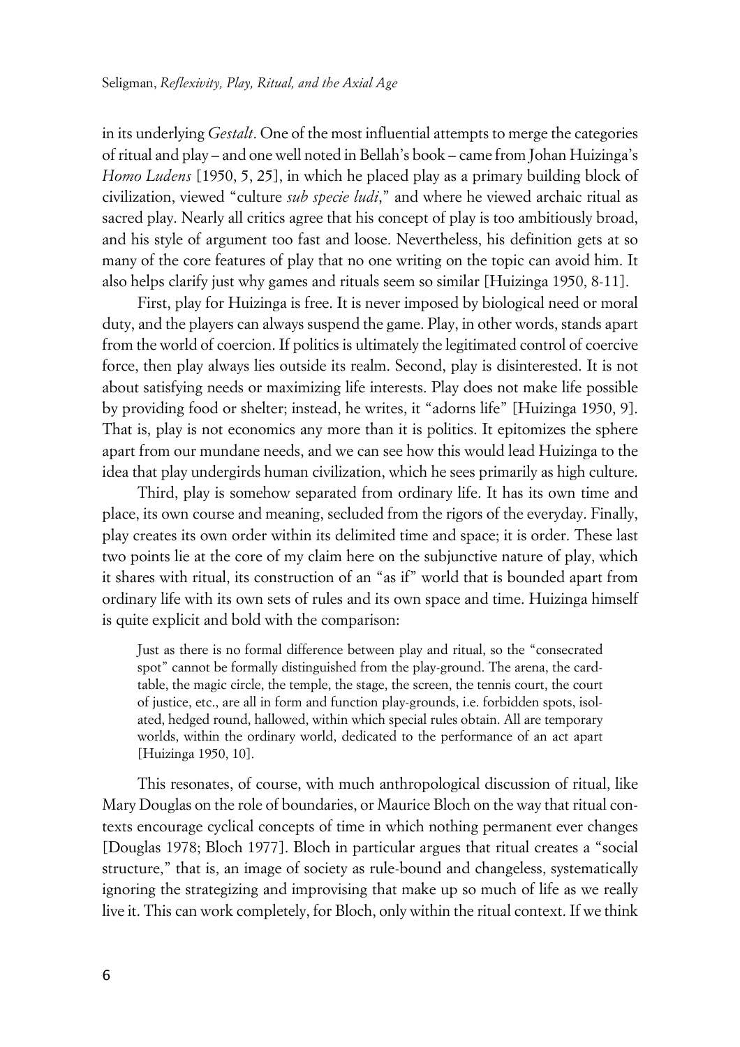in its underlying *Gestalt*. One of the most influential attempts to merge the categories of ritual and play – and one well noted in Bellah's book – came from Johan Huizinga's *Homo Ludens* [1950, 5, 25], in which he placed play as a primary building block of civilization, viewed "culture *sub specie ludi*," and where he viewed archaic ritual as sacred play. Nearly all critics agree that his concept of play is too ambitiously broad, and his style of argument too fast and loose. Nevertheless, his definition gets at so many of the core features of play that no one writing on the topic can avoid him. It also helps clarify just why games and rituals seem so similar [Huizinga 1950, 8-11].

First, play for Huizinga is free. It is never imposed by biological need or moral duty, and the players can always suspend the game. Play, in other words, stands apart from the world of coercion. If politics is ultimately the legitimated control of coercive force, then play always lies outside its realm. Second, play is disinterested. It is not about satisfying needs or maximizing life interests. Play does not make life possible by providing food or shelter; instead, he writes, it "adorns life" [Huizinga 1950, 9]. That is, play is not economics any more than it is politics. It epitomizes the sphere apart from our mundane needs, and we can see how this would lead Huizinga to the idea that play undergirds human civilization, which he sees primarily as high culture.

Third, play is somehow separated from ordinary life. It has its own time and place, its own course and meaning, secluded from the rigors of the everyday. Finally, play creates its own order within its delimited time and space; it is order. These last two points lie at the core of my claim here on the subjunctive nature of play, which it shares with ritual, its construction of an "as if" world that is bounded apart from ordinary life with its own sets of rules and its own space and time. Huizinga himself is quite explicit and bold with the comparison:

> Just as there is no formal difference between play and ritual, so the "consecrated spot" cannot be formally distinguished from the play-ground. The arena, the card-table, the magic circle, the temple, the stage, the screen, the tennis court, the court of justice, etc., are all in form and function play-grounds, i.e. forbidden spots, isolated, hedged round, hallowed, within which special rules obtain. All are temporary worlds, within the ordinary world, dedicated to the performance of an act apart [Huizinga 1950, 10].

This resonates, of course, with much anthropological discussion of ritual, like Mary Douglas on the role of boundaries, or Maurice Bloch on the way that ritual contexts encourage cyclical concepts of time in which nothing permanent ever changes [Douglas 1978; Bloch 1977]. Bloch in particular argues that ritual creates a "social structure," that is, an image of society as rule-bound and changeless, systematically ignoring the strategizing and improvising that make up so much of life as we really live it. This can work completely, for Bloch, only within the ritual context. If we think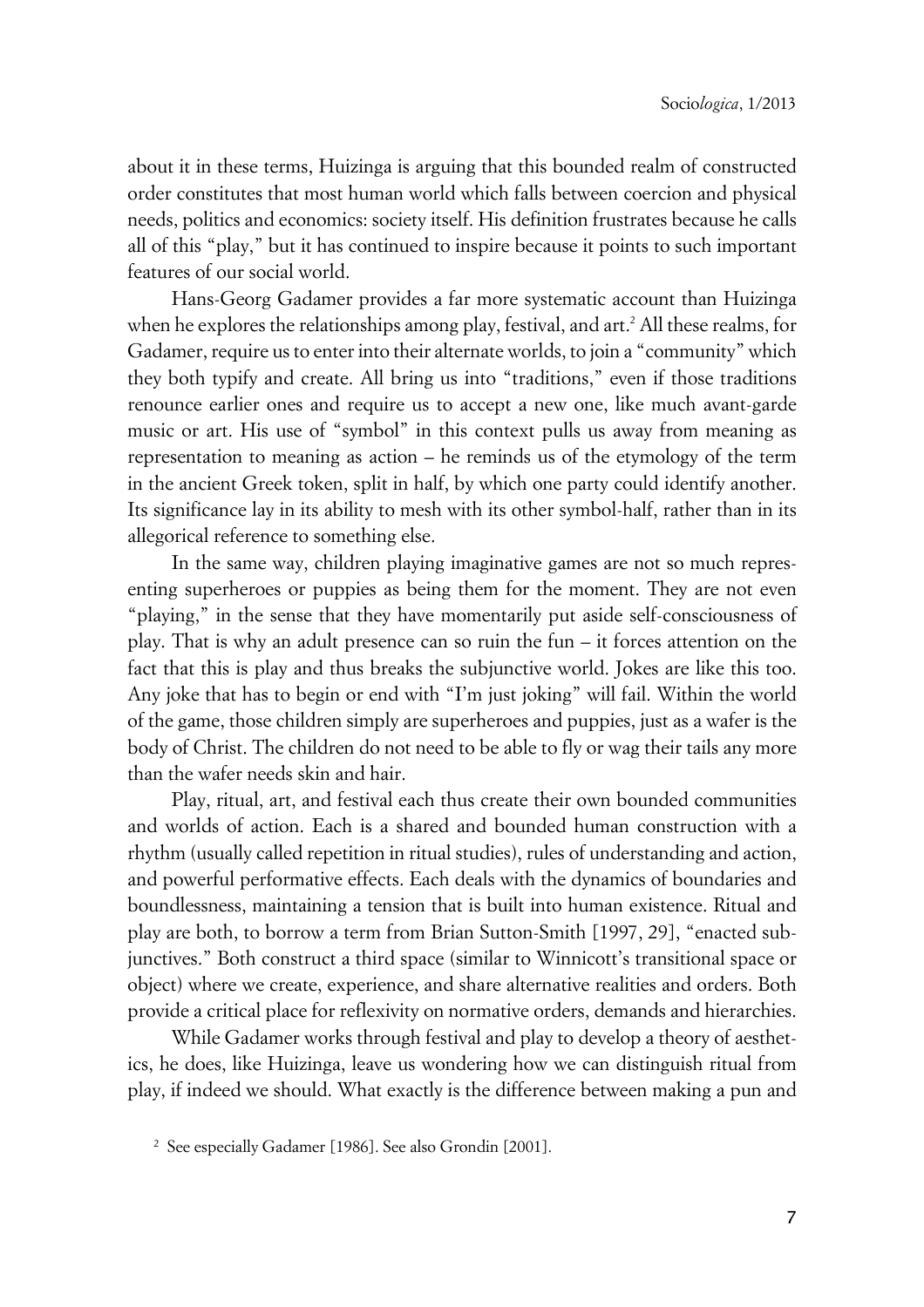about it in these terms, Huizinga is arguing that this bounded realm of constructed order constitutes that most human world which falls between coercion and physical needs, politics and economics: society itself. His definition frustrates because he calls all of this "play," but it has continued to inspire because it points to such important features of our social world.

Hans-Georg Gadamer provides a far more systematic account than Huizinga when he explores the relationships among play, festival, and art.[2] All these realms, for Gadamer, require us to enter into their alternate worlds, to join a "community" which they both typify and create. All bring us into "traditions," even if those traditions renounce earlier ones and require us to accept a new one, like much avant-garde music or art. His use of "symbol" in this context pulls us away from meaning as representation to meaning as action – he reminds us of the etymology of the term in the ancient Greek token, split in half, by which one party could identify another. Its significance lay in its ability to mesh with its other symbol-half, rather than in its allegorical reference to something else.

In the same way, children playing imaginative games are not so much representing superheroes or puppies as being them for the moment. They are not even "playing," in the sense that they have momentarily put aside self-consciousness of play. That is why an adult presence can so ruin the fun – it forces attention on the fact that this is play and thus breaks the subjunctive world. Jokes are like this too. Any joke that has to begin or end with "I'm just joking" will fail. Within the world of the game, those children simply are superheroes and puppies, just as a wafer is the body of Christ. The children do not need to be able to fly or wag their tails any more than the wafer needs skin and hair.

Play, ritual, art, and festival each thus create their own bounded communities and worlds of action. Each is a shared and bounded human construction with a rhythm (usually called repetition in ritual studies), rules of understanding and action, and powerful performative effects. Each deals with the dynamics of boundaries and boundlessness, maintaining a tension that is built into human existence. Ritual and play are both, to borrow a term from Brian Sutton-Smith [1997, 29], "enacted subjunctives." Both construct a third space (similar to Winnicott's transitional space or object) where we create, experience, and share alternative realities and orders. Both provide a critical place for reflexivity on normative orders, demands and hierarchies.

While Gadamer works through festival and play to develop a theory of aesthetics, he does, like Huizinga, leave us wondering how we can distinguish ritual from play, if indeed we should. What exactly is the difference between making a pun and

[2] See especially Gadamer [1986]. See also Grondin [2001].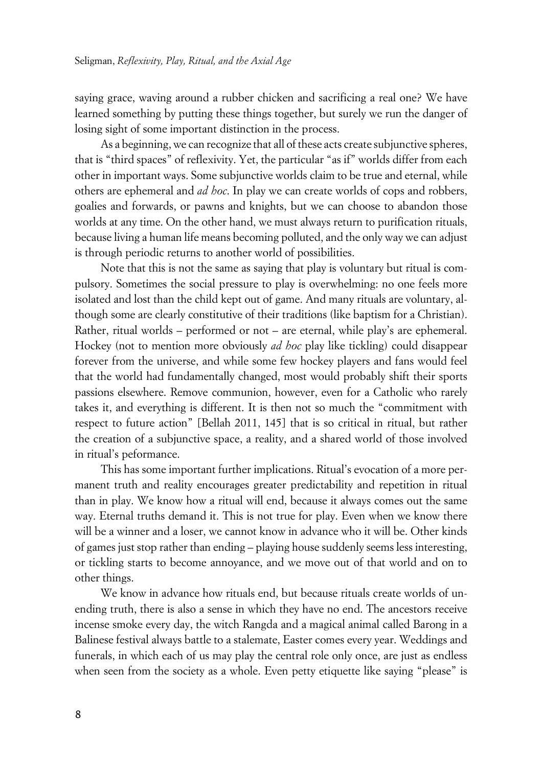saying grace, waving around a rubber chicken and sacrificing a real one? We have learned something by putting these things together, but surely we run the danger of losing sight of some important distinction in the process.

As a beginning, we can recognize that all of these acts create subjunctive spheres, that is "third spaces" of reflexivity. Yet, the particular "as if" worlds differ from each other in important ways. Some subjunctive worlds claim to be true and eternal, while others are ephemeral and *ad hoc*. In play we can create worlds of cops and robbers, goalies and forwards, or pawns and knights, but we can choose to abandon those worlds at any time. On the other hand, we must always return to purification rituals, because living a human life means becoming polluted, and the only way we can adjust is through periodic returns to another world of possibilities.

Note that this is not the same as saying that play is voluntary but ritual is compulsory. Sometimes the social pressure to play is overwhelming: no one feels more isolated and lost than the child kept out of game. And many rituals are voluntary, although some are clearly constitutive of their traditions (like baptism for a Christian). Rather, ritual worlds – performed or not – are eternal, while play's are ephemeral. Hockey (not to mention more obviously *ad hoc* play like tickling) could disappear forever from the universe, and while some few hockey players and fans would feel that the world had fundamentally changed, most would probably shift their sports passions elsewhere. Remove communion, however, even for a Catholic who rarely takes it, and everything is different. It is then not so much the "commitment with respect to future action" [Bellah 2011, 145] that is so critical in ritual, but rather the creation of a subjunctive space, a reality, and a shared world of those involved in ritual's peformance.

This has some important further implications. Ritual's evocation of a more permanent truth and reality encourages greater predictability and repetition in ritual than in play. We know how a ritual will end, because it always comes out the same way. Eternal truths demand it. This is not true for play. Even when we know there will be a winner and a loser, we cannot know in advance who it will be. Other kinds of games just stop rather than ending – playing house suddenly seems less interesting, or tickling starts to become annoyance, and we move out of that world and on to other things.

We know in advance how rituals end, but because rituals create worlds of unending truth, there is also a sense in which they have no end. The ancestors receive incense smoke every day, the witch Rangda and a magical animal called Barong in a Balinese festival always battle to a stalemate, Easter comes every year. Weddings and funerals, in which each of us may play the central role only once, are just as endless when seen from the society as a whole. Even petty etiquette like saying "please" is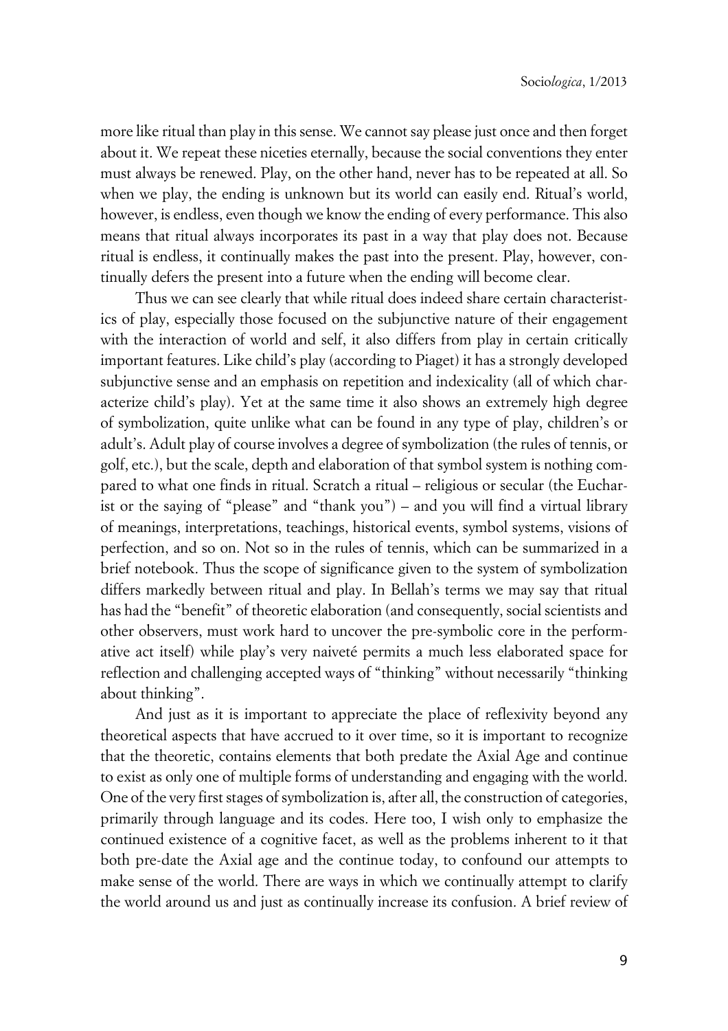more like ritual than play in this sense. We cannot say please just once and then forget about it. We repeat these niceties eternally, because the social conventions they enter must always be renewed. Play, on the other hand, never has to be repeated at all. So when we play, the ending is unknown but its world can easily end. Ritual's world, however, is endless, even though we know the ending of every performance. This also means that ritual always incorporates its past in a way that play does not. Because ritual is endless, it continually makes the past into the present. Play, however, continually defers the present into a future when the ending will become clear.

Thus we can see clearly that while ritual does indeed share certain characteristics of play, especially those focused on the subjunctive nature of their engagement with the interaction of world and self, it also differs from play in certain critically important features. Like child's play (according to Piaget) it has a strongly developed subjunctive sense and an emphasis on repetition and indexicality (all of which characterize child's play). Yet at the same time it also shows an extremely high degree of symbolization, quite unlike what can be found in any type of play, children's or adult's. Adult play of course involves a degree of symbolization (the rules of tennis, or golf, etc.), but the scale, depth and elaboration of that symbol system is nothing compared to what one finds in ritual. Scratch a ritual – religious or secular (the Eucharist or the saying of "please" and "thank you") – and you will find a virtual library of meanings, interpretations, teachings, historical events, symbol systems, visions of perfection, and so on. Not so in the rules of tennis, which can be summarized in a brief notebook. Thus the scope of significance given to the system of symbolization differs markedly between ritual and play. In Bellah's terms we may say that ritual has had the "benefit" of theoretic elaboration (and consequently, social scientists and other observers, must work hard to uncover the pre-symbolic core in the performative act itself) while play's very naiveté permits a much less elaborated space for reflection and challenging accepted ways of "thinking" without necessarily "thinking about thinking".

And just as it is important to appreciate the place of reflexivity beyond any theoretical aspects that have accrued to it over time, so it is important to recognize that the theoretic, contains elements that both predate the Axial Age and continue to exist as only one of multiple forms of understanding and engaging with the world. One of the very first stages of symbolization is, after all, the construction of categories, primarily through language and its codes. Here too, I wish only to emphasize the continued existence of a cognitive facet, as well as the problems inherent to it that both pre-date the Axial age and the continue today, to confound our attempts to make sense of the world. There are ways in which we continually attempt to clarify the world around us and just as continually increase its confusion. A brief review of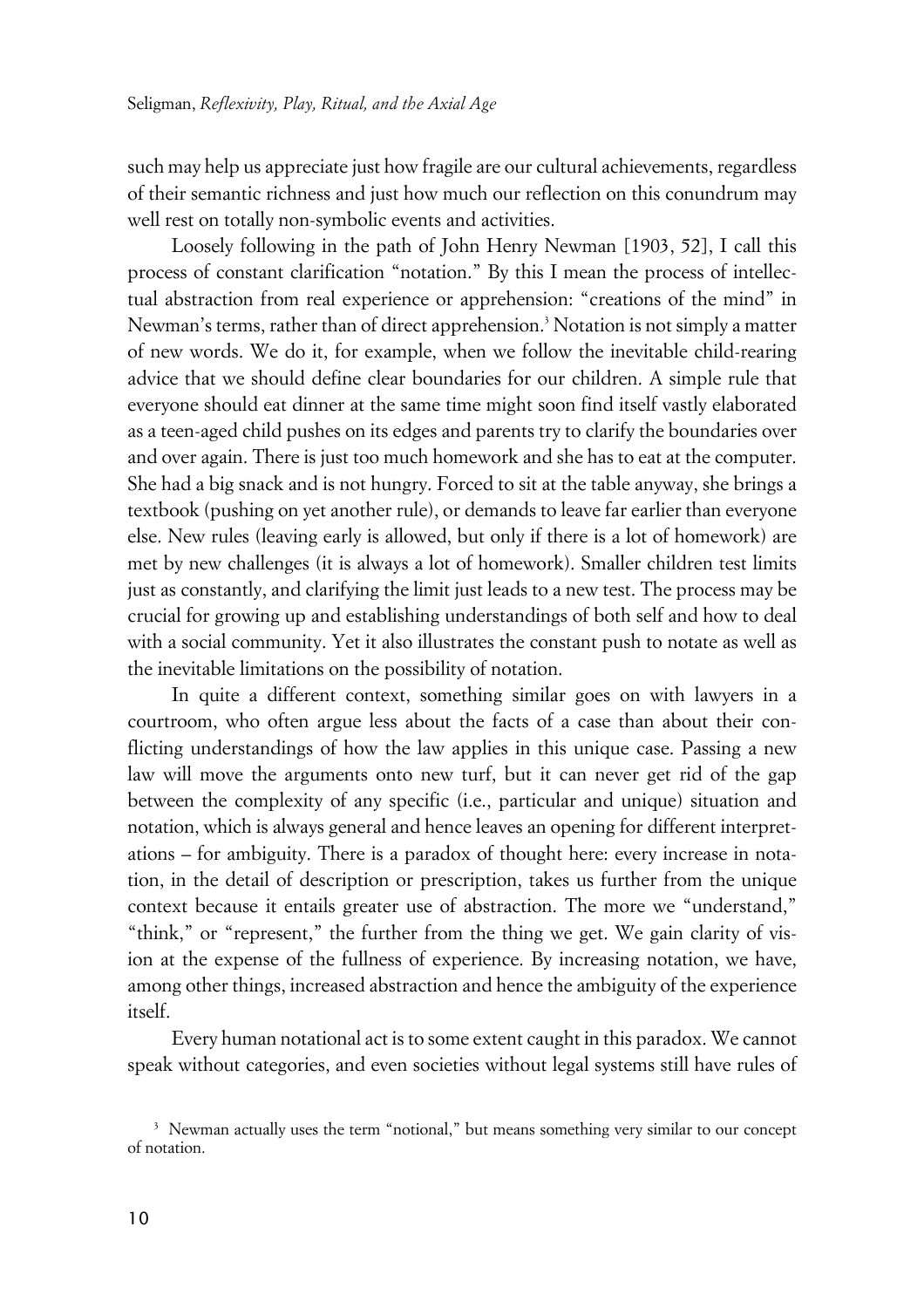such may help us appreciate just how fragile are our cultural achievements, regardless of their semantic richness and just how much our reflection on this conundrum may well rest on totally non-symbolic events and activities.

Loosely following in the path of John Henry Newman [1903, 52], I call this process of constant clarification "notation." By this I mean the process of intellectual abstraction from real experience or apprehension: "creations of the mind" in Newman's terms, rather than of direct apprehension.[3] Notation is not simply a matter of new words. We do it, for example, when we follow the inevitable child-rearing advice that we should define clear boundaries for our children. A simple rule that everyone should eat dinner at the same time might soon find itself vastly elaborated as a teen-aged child pushes on its edges and parents try to clarify the boundaries over and over again. There is just too much homework and she has to eat at the computer. She had a big snack and is not hungry. Forced to sit at the table anyway, she brings a textbook (pushing on yet another rule), or demands to leave far earlier than everyone else. New rules (leaving early is allowed, but only if there is a lot of homework) are met by new challenges (it is always a lot of homework). Smaller children test limits just as constantly, and clarifying the limit just leads to a new test. The process may be crucial for growing up and establishing understandings of both self and how to deal with a social community. Yet it also illustrates the constant push to notate as well as the inevitable limitations on the possibility of notation.

In quite a different context, something similar goes on with lawyers in a courtroom, who often argue less about the facts of a case than about their conflicting understandings of how the law applies in this unique case. Passing a new law will move the arguments onto new turf, but it can never get rid of the gap between the complexity of any specific (i.e., particular and unique) situation and notation, which is always general and hence leaves an opening for different interpretations – for ambiguity. There is a paradox of thought here: every increase in notation, in the detail of description or prescription, takes us further from the unique context because it entails greater use of abstraction. The more we "understand," "think," or "represent," the further from the thing we get. We gain clarity of vision at the expense of the fullness of experience. By increasing notation, we have, among other things, increased abstraction and hence the ambiguity of the experience itself.

Every human notational act is to some extent caught in this paradox. We cannot speak without categories, and even societies without legal systems still have rules of

[3] Newman actually uses the term "notional," but means something very similar to our concept of notation.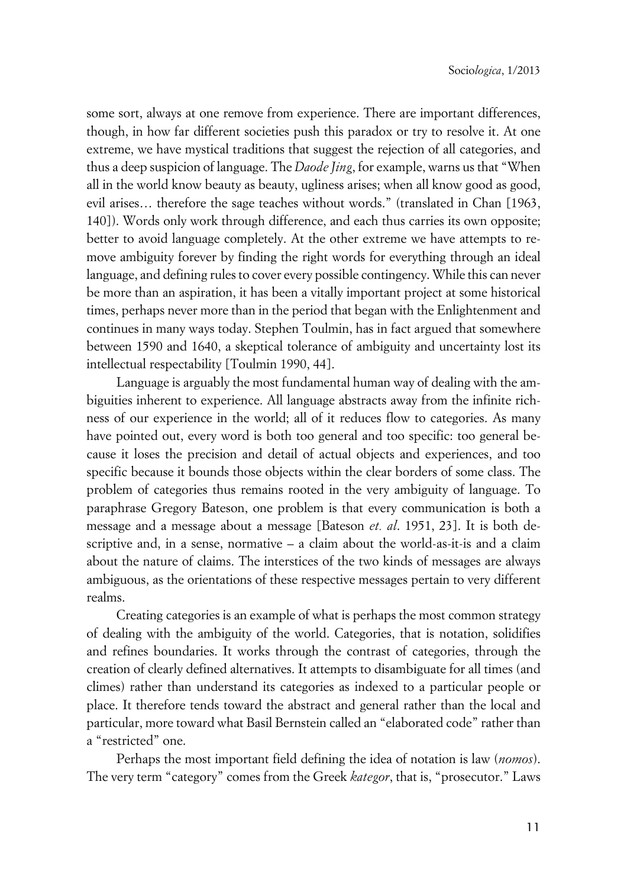some sort, always at one remove from experience. There are important differences, though, in how far different societies push this paradox or try to resolve it. At one extreme, we have mystical traditions that suggest the rejection of all categories, and thus a deep suspicion of language. The *Daode Jing*, for example, warns us that "When all in the world know beauty as beauty, ugliness arises; when all know good as good, evil arises… therefore the sage teaches without words." (translated in Chan [1963, 140]). Words only work through difference, and each thus carries its own opposite; better to avoid language completely. At the other extreme we have attempts to remove ambiguity forever by finding the right words for everything through an ideal language, and defining rules to cover every possible contingency. While this can never be more than an aspiration, it has been a vitally important project at some historical times, perhaps never more than in the period that began with the Enlightenment and continues in many ways today. Stephen Toulmin, has in fact argued that somewhere between 1590 and 1640, a skeptical tolerance of ambiguity and uncertainty lost its intellectual respectability [Toulmin 1990, 44].

Language is arguably the most fundamental human way of dealing with the ambiguities inherent to experience. All language abstracts away from the infinite richness of our experience in the world; all of it reduces flow to categories. As many have pointed out, every word is both too general and too specific: too general because it loses the precision and detail of actual objects and experiences, and too specific because it bounds those objects within the clear borders of some class. The problem of categories thus remains rooted in the very ambiguity of language. To paraphrase Gregory Bateson, one problem is that every communication is both a message and a message about a message [Bateson *et. al*. 1951, 23]. It is both descriptive and, in a sense, normative – a claim about the world-as-it-is and a claim about the nature of claims. The interstices of the two kinds of messages are always ambiguous, as the orientations of these respective messages pertain to very different realms.

Creating categories is an example of what is perhaps the most common strategy of dealing with the ambiguity of the world. Categories, that is notation, solidifies and refines boundaries. It works through the contrast of categories, through the creation of clearly defined alternatives. It attempts to disambiguate for all times (and climes) rather than understand its categories as indexed to a particular people or place. It therefore tends toward the abstract and general rather than the local and particular, more toward what Basil Bernstein called an "elaborated code" rather than a "restricted" one.

Perhaps the most important field defining the idea of notation is law (*nomos*). The very term "category" comes from the Greek *kategor*, that is, "prosecutor." Laws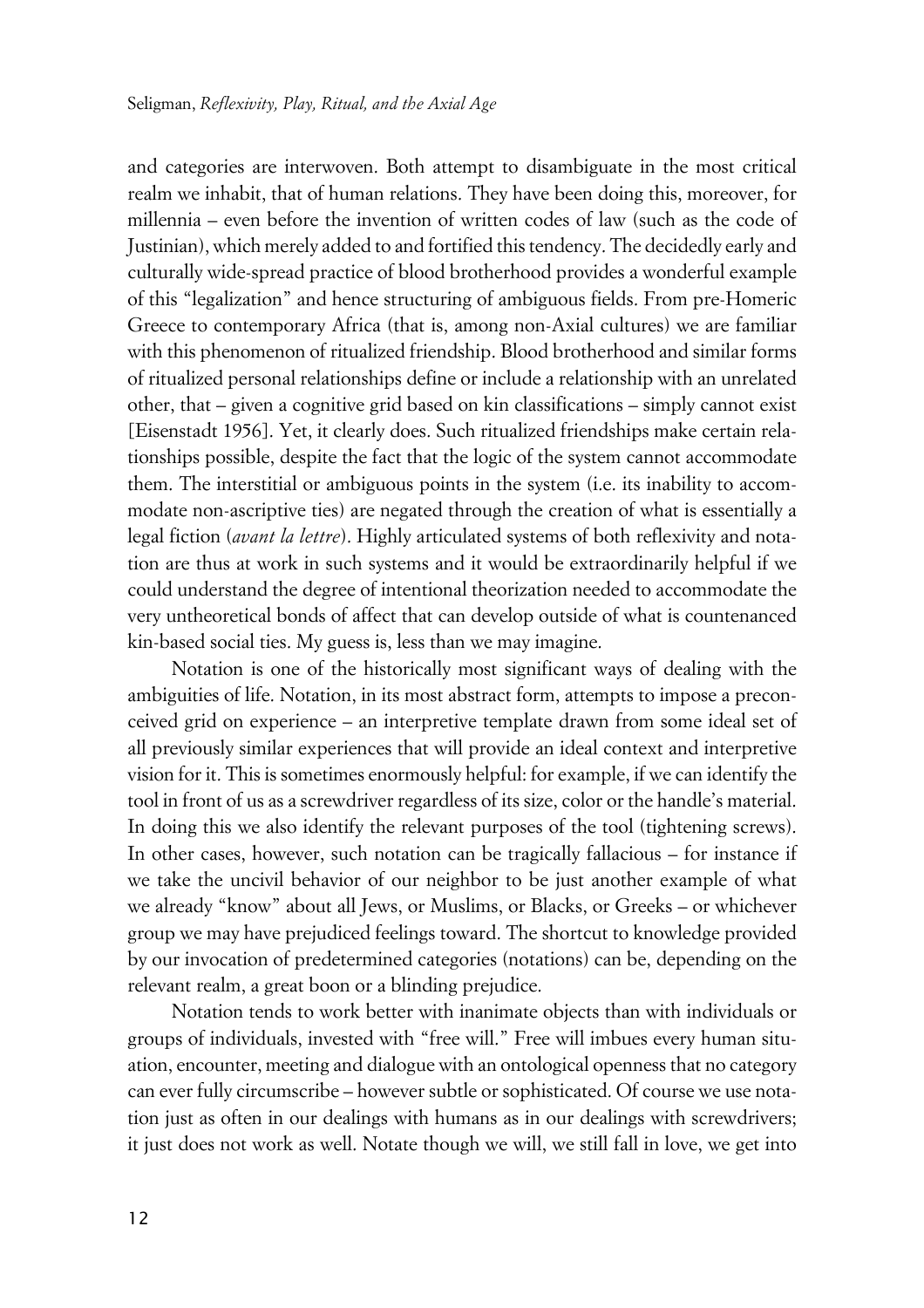and categories are interwoven. Both attempt to disambiguate in the most critical realm we inhabit, that of human relations. They have been doing this, moreover, for millennia – even before the invention of written codes of law (such as the code of Justinian), which merely added to and fortified this tendency. The decidedly early and culturally wide-spread practice of blood brotherhood provides a wonderful example of this "legalization" and hence structuring of ambiguous fields. From pre-Homeric Greece to contemporary Africa (that is, among non-Axial cultures) we are familiar with this phenomenon of ritualized friendship. Blood brotherhood and similar forms of ritualized personal relationships define or include a relationship with an unrelated other, that – given a cognitive grid based on kin classifications – simply cannot exist [Eisenstadt 1956]. Yet, it clearly does. Such ritualized friendships make certain relationships possible, despite the fact that the logic of the system cannot accommodate them. The interstitial or ambiguous points in the system (i.e. its inability to accommodate non-ascriptive ties) are negated through the creation of what is essentially a legal fiction (*avant la lettre*). Highly articulated systems of both reflexivity and notation are thus at work in such systems and it would be extraordinarily helpful if we could understand the degree of intentional theorization needed to accommodate the very untheoretical bonds of affect that can develop outside of what is countenanced kin-based social ties. My guess is, less than we may imagine.

Notation is one of the historically most significant ways of dealing with the ambiguities of life. Notation, in its most abstract form, attempts to impose a preconceived grid on experience – an interpretive template drawn from some ideal set of all previously similar experiences that will provide an ideal context and interpretive vision for it. This is sometimes enormously helpful: for example, if we can identify the tool in front of us as a screwdriver regardless of its size, color or the handle's material. In doing this we also identify the relevant purposes of the tool (tightening screws). In other cases, however, such notation can be tragically fallacious – for instance if we take the uncivil behavior of our neighbor to be just another example of what we already "know" about all Jews, or Muslims, or Blacks, or Greeks – or whichever group we may have prejudiced feelings toward. The shortcut to knowledge provided by our invocation of predetermined categories (notations) can be, depending on the relevant realm, a great boon or a blinding prejudice.

Notation tends to work better with inanimate objects than with individuals or groups of individuals, invested with "free will." Free will imbues every human situation, encounter, meeting and dialogue with an ontological openness that no category can ever fully circumscribe – however subtle or sophisticated. Of course we use notation just as often in our dealings with humans as in our dealings with screwdrivers; it just does not work as well. Notate though we will, we still fall in love, we get into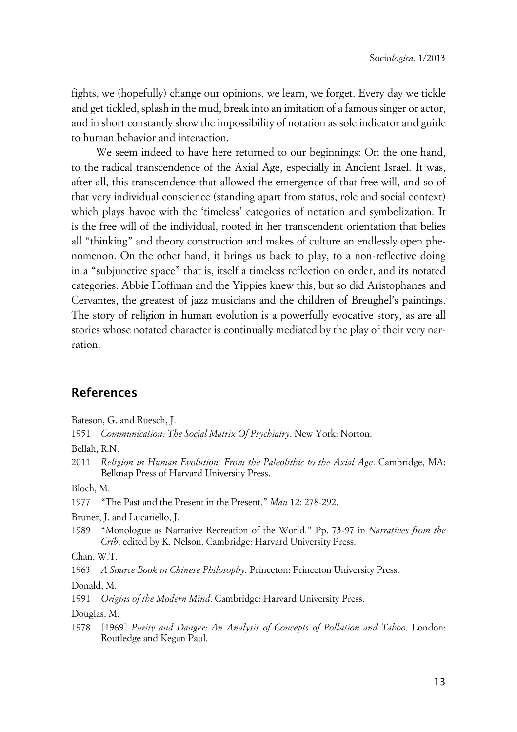fights, we (hopefully) change our opinions, we learn, we forget. Every day we tickle and get tickled, splash in the mud, break into an imitation of a famous singer or actor, and in short constantly show the impossibility of notation as sole indicator and guide to human behavior and interaction.

We seem indeed to have here returned to our beginnings: On the one hand, to the radical transcendence of the Axial Age, especially in Ancient Israel. It was, after all, this transcendence that allowed the emergence of that free-will, and so of that very individual conscience (standing apart from status, role and social context) which plays havoc with the 'timeless' categories of notation and symbolization. It is the free will of the individual, rooted in her transcendent orientation that belies all "thinking" and theory construction and makes of culture an endlessly open phenomenon. On the other hand, it brings us back to play, to a non-reflective doing in a "subjunctive space" that is, itself a timeless reflection on order, and its notated categories. Abbie Hoffman and the Yippies knew this, but so did Aristophanes and Cervantes, the greatest of jazz musicians and the children of Breughel's paintings. The story of religion in human evolution is a powerfully evocative story, as are all stories whose notated character is continually mediated by the play of their very narration.

## References

Bateson, G. and Ruesch, J.

1951 *Communication: The Social Matrix Of Psychiatry*. New York: Norton.

Bellah, R.N.

2011 *Religion in Human Evolution: From the Paleolithic to the Axial Age*. Cambridge, MA: Belknap Press of Harvard University Press.

Bloch, M.

1977 "The Past and the Present in the Present." *Man* 12: 278-292.

Bruner, J. and Lucariello, J.

1989 "Monologue as Narrative Recreation of the World." Pp. 73-97 in *Narratives from the Crib*, edited by K. Nelson. Cambridge: Harvard University Press.

Chan, W.T.

1963 *A Source Book in Chinese Philosophy.* Princeton: Princeton University Press.

Donald, M.

1991 *Origins of the Modern Mind*. Cambridge: Harvard University Press.

Douglas, M.

1978 [1969] *Purity and Danger: An Analysis of Concepts of Pollution and Taboo*. London: Routledge and Kegan Paul.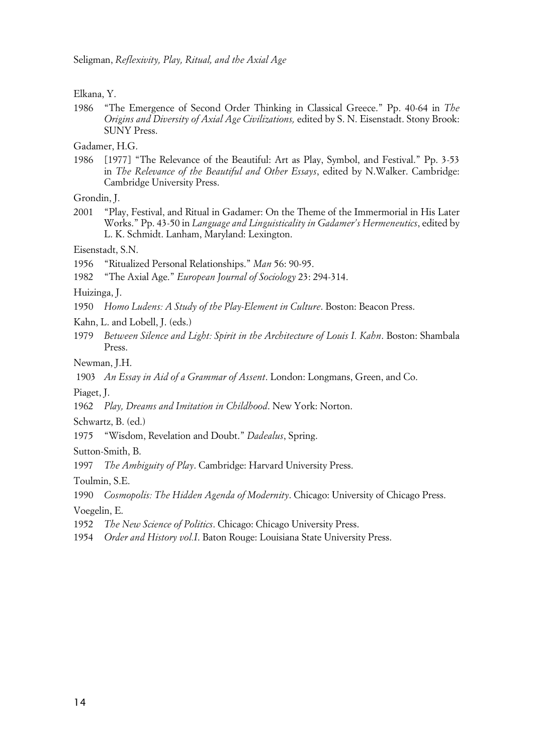Elkana, Y.

1986 "The Emergence of Second Order Thinking in Classical Greece." Pp. 40-64 in *The Origins and Diversity of Axial Age Civilizations,* edited by S. N. Eisenstadt. Stony Brook: SUNY Press.

Gadamer, H.G.

1986 [1977] "The Relevance of the Beautiful: Art as Play, Symbol, and Festival." Pp. 3-53 in *The Relevance of the Beautiful and Other Essays*, edited by N.Walker. Cambridge: Cambridge University Press.

Grondin, J.

2001 "Play, Festival, and Ritual in Gadamer: On the Theme of the Immermorial in His Later Works." Pp. 43-50 in *Language and Linguisticality in Gadamer's Hermeneutics*, edited by L. K. Schmidt. Lanham, Maryland: Lexington.

Eisenstadt, S.N.

1956 "Ritualized Personal Relationships." *Man* 56: 90-95.

1982 "The Axial Age." *European Journal of Sociology* 23: 294-314.

Huizinga, J.

1950 *Homo Ludens: A Study of the Play-Element in Culture*. Boston: Beacon Press.

Kahn, L. and Lobell, J. (eds.)

1979 *Between Silence and Light: Spirit in the Architecture of Louis I. Kahn*. Boston: Shambala Press.

Newman, J.H.

1903 *An Essay in Aid of a Grammar of Assent*. London: Longmans, Green, and Co.

Piaget, J.

1962 *Play, Dreams and Imitation in Childhood*. New York: Norton.

Schwartz, B. (ed.)

1975 "Wisdom, Revelation and Doubt." *Dadealus*, Spring.

Sutton-Smith, B.

1997 *The Ambiguity of Play*. Cambridge: Harvard University Press.

Toulmin, S.E.

1990 *Cosmopolis: The Hidden Agenda of Modernity*. Chicago: University of Chicago Press.

Voegelin, E.

1952 *The New Science of Politics*. Chicago: Chicago University Press.

1954 *Order and History vol.I*. Baton Rouge: Louisiana State University Press.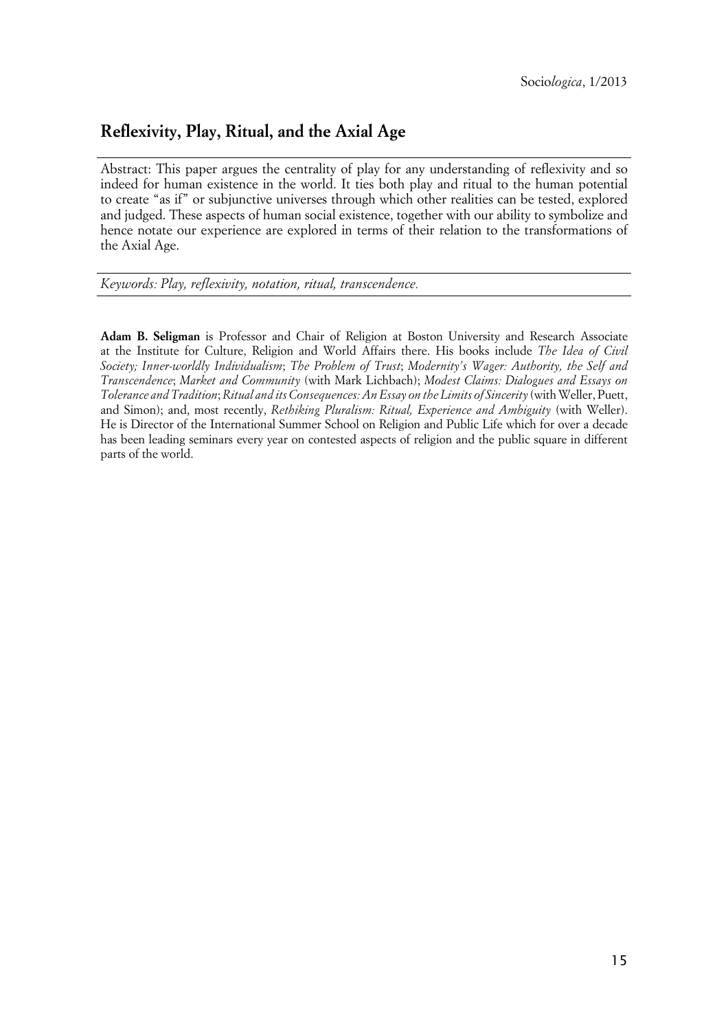## Reflexivity, Play, Ritual, and the Axial Age

Abstract: This paper argues the centrality of play for any understanding of reflexivity and so indeed for human existence in the world. It ties both play and ritual to the human potential to create "as if" or subjunctive universes through which other realities can be tested, explored and judged. These aspects of human social existence, together with our ability to symbolize and hence notate our experience are explored in terms of their relation to the transformations of the Axial Age.

*Keywords: Play, reflexivity, notation, ritual, transcendence.*

**Adam B. Seligman** is Professor and Chair of Religion at Boston University and Research Associate at the Institute for Culture, Religion and World Affairs there. His books include *The Idea of Civil Society; Inner-worldly Individualism*; *The Problem of Trust*; *Modernity's Wager: Authority, the Self and Transcendence*; *Market and Community* (with Mark Lichbach); *Modest Claims: Dialogues and Essays on Tolerance and Tradition*; *Ritual and its Consequences: An Essay on the Limits of Sincerity* (with Weller, Puett, and Simon); and, most recently, *Rethiking Pluralism: Ritual, Experience and Ambiguity* (with Weller). He is Director of the International Summer School on Religion and Public Life which for over a decade has been leading seminars every year on contested aspects of religion and the public square in different parts of the world.